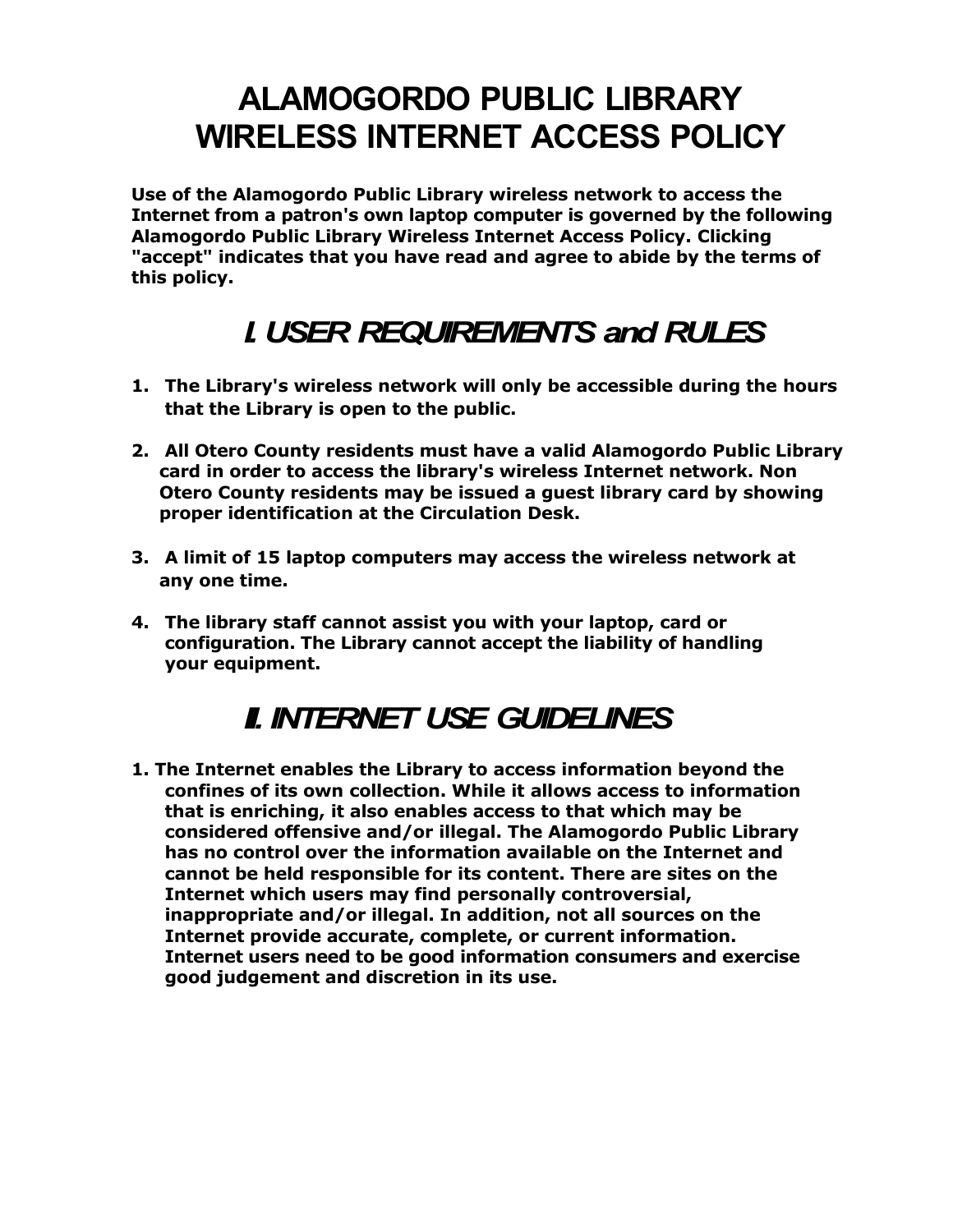# ALAMOGORDO PUBLIC LIBRARY
# WIRELESS INTERNET ACCESS POLICY

**Use of the Alamogordo Public Library wireless network to access the Internet from a patron's own laptop computer is governed by the following Alamogordo Public Library Wireless Internet Access Policy. Clicking "accept" indicates that you have read and agree to abide by the terms of this policy.**

## *I. USER REQUIREMENTS and RULES*

1. **The Library's wireless network will only be accessible during the hours that the Library is open to the public.**

2. **All Otero County residents must have a valid Alamogordo Public Library card in order to access the library's wireless Internet network. Non Otero County residents may be issued a guest library card by showing proper identification at the Circulation Desk.**

3. **A limit of 15 laptop computers may access the wireless network at any one time.**

4. **The library staff cannot assist you with your laptop, card or configuration. The Library cannot accept the liability of handling your equipment.**

## *II. INTERNET USE GUIDELINES*

1. **The Internet enables the Library to access information beyond the confines of its own collection. While it allows access to information that is enriching, it also enables access to that which may be considered offensive and/or illegal. The Alamogordo Public Library has no control over the information available on the Internet and cannot be held responsible for its content. There are sites on the Internet which users may find personally controversial, inappropriate and/or illegal. In addition, not all sources on the Internet provide accurate, complete, or current information. Internet users need to be good information consumers and exercise good judgement and discretion in its use.**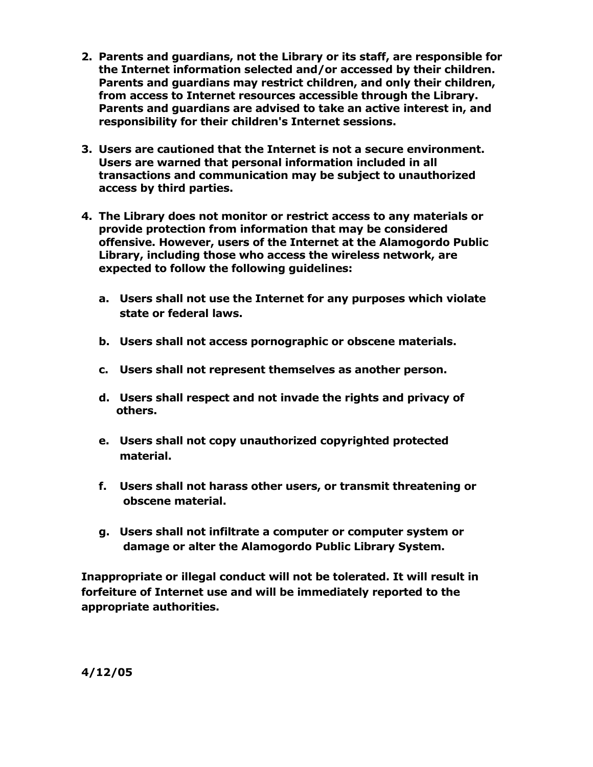2. **Parents and guardians, not the Library or its staff, are responsible for the Internet information selected and/or accessed by their children. Parents and guardians may restrict children, and only their children, from access to Internet resources accessible through the Library. Parents and guardians are advised to take an active interest in, and responsibility for their children's Internet sessions.**

3. **Users are cautioned that the Internet is not a secure environment. Users are warned that personal information included in all transactions and communication may be subject to unauthorized access by third parties.**

4. **The Library does not monitor or restrict access to any materials or provide protection from information that may be considered offensive. However, users of the Internet at the Alamogordo Public Library, including those who access the wireless network, are expected to follow the following guidelines:**

   a. **Users shall not use the Internet for any purposes which violate state or federal laws.**

   b. **Users shall not access pornographic or obscene materials.**

   c. **Users shall not represent themselves as another person.**

   d. **Users shall respect and not invade the rights and privacy of others.**

   e. **Users shall not copy unauthorized copyrighted protected material.**

   f. **Users shall not harass other users, or transmit threatening or obscene material.**

   g. **Users shall not infiltrate a computer or computer system or damage or alter the Alamogordo Public Library System.**

**Inappropriate or illegal conduct will not be tolerated. It will result in forfeiture of Internet use and will be immediately reported to the appropriate authorities.**

**4/12/05**